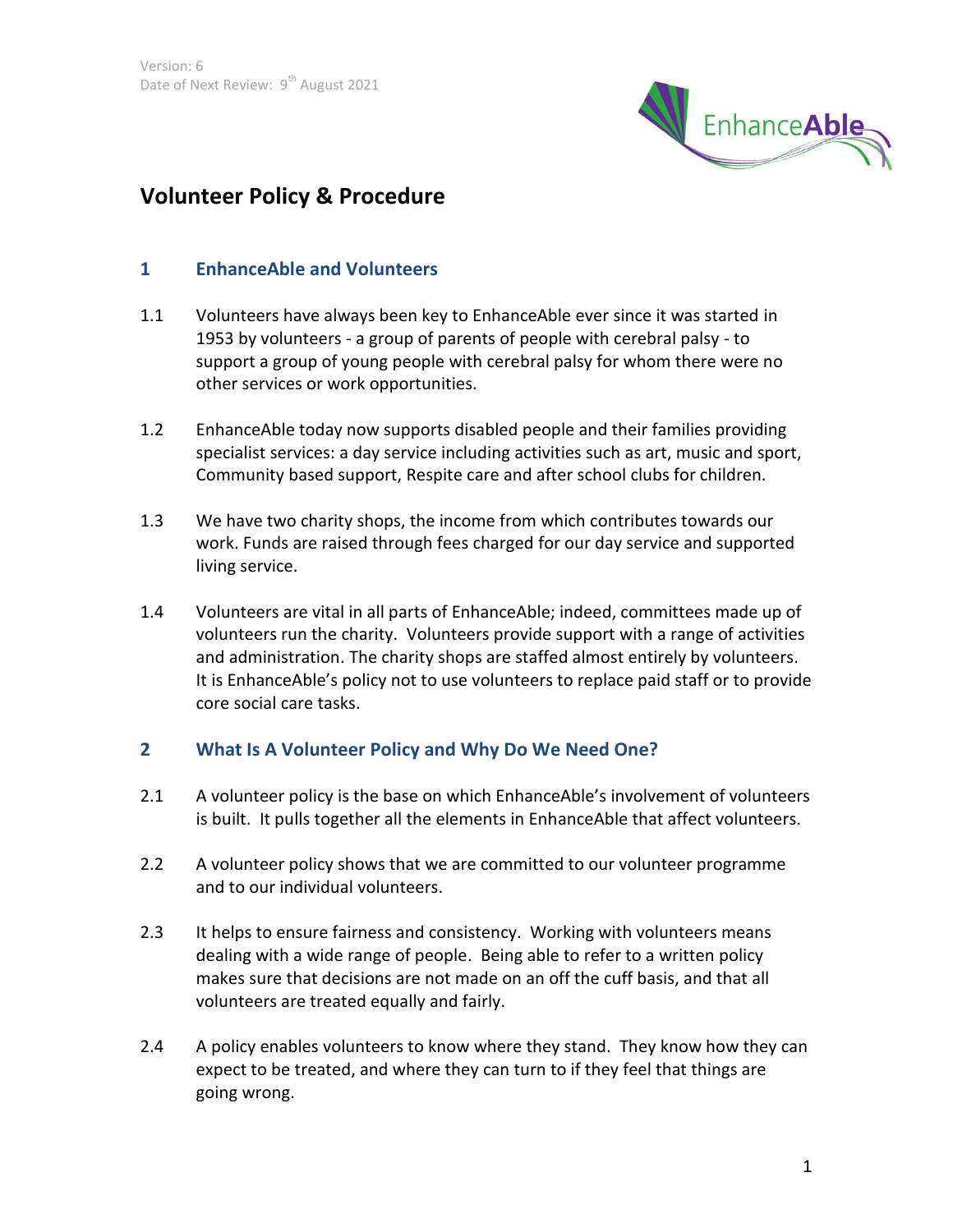Version: 6
Date of Next Review: 9th August 2021

# Volunteer Policy & Procedure

## 1 EnhanceAble and Volunteers

1.1 Volunteers have always been key to EnhanceAble ever since it was started in 1953 by volunteers - a group of parents of people with cerebral palsy - to support a group of young people with cerebral palsy for whom there were no other services or work opportunities.

1.2 EnhanceAble today now supports disabled people and their families providing specialist services: a day service including activities such as art, music and sport, Community based support, Respite care and after school clubs for children.

1.3 We have two charity shops, the income from which contributes towards our work. Funds are raised through fees charged for our day service and supported living service.

1.4 Volunteers are vital in all parts of EnhanceAble; indeed, committees made up of volunteers run the charity. Volunteers provide support with a range of activities and administration. The charity shops are staffed almost entirely by volunteers. It is EnhanceAble's policy not to use volunteers to replace paid staff or to provide core social care tasks.

## 2 What Is A Volunteer Policy and Why Do We Need One?

2.1 A volunteer policy is the base on which EnhanceAble's involvement of volunteers is built. It pulls together all the elements in EnhanceAble that affect volunteers.

2.2 A volunteer policy shows that we are committed to our volunteer programme and to our individual volunteers.

2.3 It helps to ensure fairness and consistency. Working with volunteers means dealing with a wide range of people. Being able to refer to a written policy makes sure that decisions are not made on an off the cuff basis, and that all volunteers are treated equally and fairly.

2.4 A policy enables volunteers to know where they stand. They know how they can expect to be treated, and where they can turn to if they feel that things are going wrong.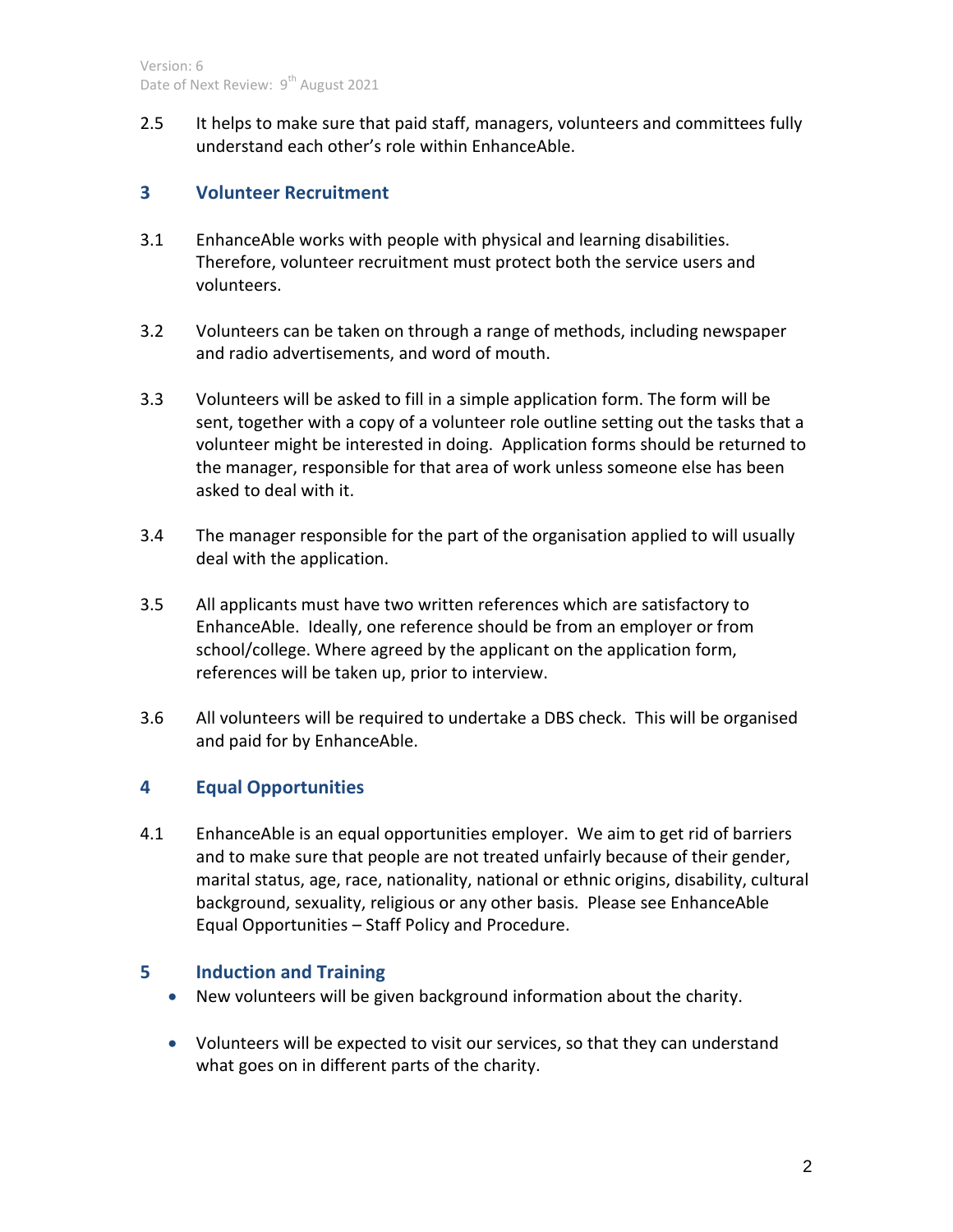2.5 It helps to make sure that paid staff, managers, volunteers and committees fully understand each other's role within EnhanceAble.

## 3 Volunteer Recruitment

3.1 EnhanceAble works with people with physical and learning disabilities. Therefore, volunteer recruitment must protect both the service users and volunteers.

3.2 Volunteers can be taken on through a range of methods, including newspaper and radio advertisements, and word of mouth.

3.3 Volunteers will be asked to fill in a simple application form. The form will be sent, together with a copy of a volunteer role outline setting out the tasks that a volunteer might be interested in doing. Application forms should be returned to the manager, responsible for that area of work unless someone else has been asked to deal with it.

3.4 The manager responsible for the part of the organisation applied to will usually deal with the application.

3.5 All applicants must have two written references which are satisfactory to EnhanceAble. Ideally, one reference should be from an employer or from school/college. Where agreed by the applicant on the application form, references will be taken up, prior to interview.

3.6 All volunteers will be required to undertake a DBS check. This will be organised and paid for by EnhanceAble.

## 4 Equal Opportunities

4.1 EnhanceAble is an equal opportunities employer. We aim to get rid of barriers and to make sure that people are not treated unfairly because of their gender, marital status, age, race, nationality, national or ethnic origins, disability, cultural background, sexuality, religious or any other basis. Please see EnhanceAble Equal Opportunities – Staff Policy and Procedure.

## 5 Induction and Training

- New volunteers will be given background information about the charity.
- Volunteers will be expected to visit our services, so that they can understand what goes on in different parts of the charity.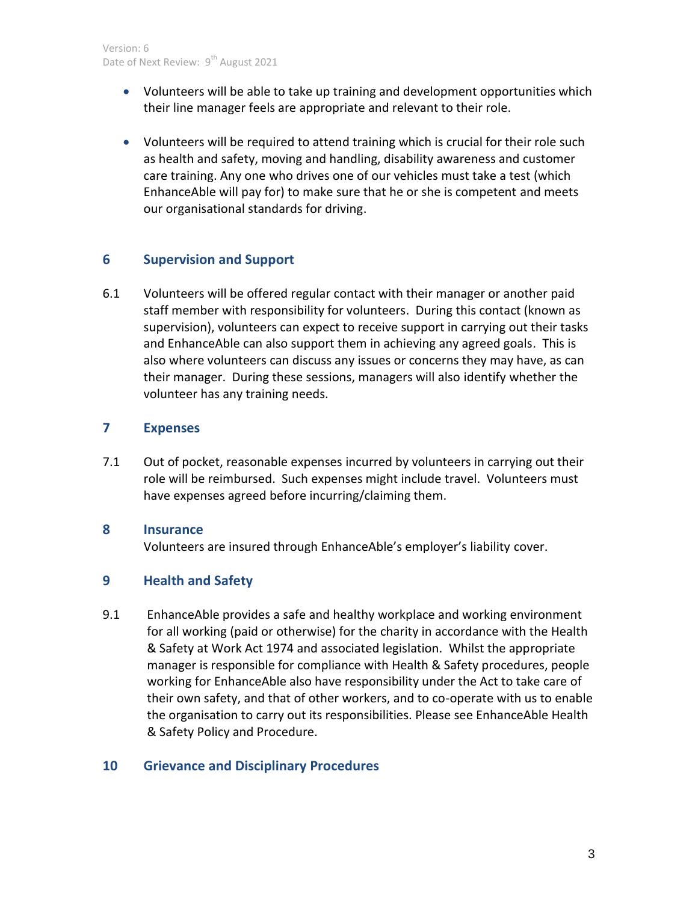- Volunteers will be able to take up training and development opportunities which their line manager feels are appropriate and relevant to their role.

- Volunteers will be required to attend training which is crucial for their role such as health and safety, moving and handling, disability awareness and customer care training. Any one who drives one of our vehicles must take a test (which EnhanceAble will pay for) to make sure that he or she is competent and meets our organisational standards for driving.

## 6 Supervision and Support

6.1 Volunteers will be offered regular contact with their manager or another paid staff member with responsibility for volunteers. During this contact (known as supervision), volunteers can expect to receive support in carrying out their tasks and EnhanceAble can also support them in achieving any agreed goals. This is also where volunteers can discuss any issues or concerns they may have, as can their manager. During these sessions, managers will also identify whether the volunteer has any training needs.

## 7 Expenses

7.1 Out of pocket, reasonable expenses incurred by volunteers in carrying out their role will be reimbursed. Such expenses might include travel. Volunteers must have expenses agreed before incurring/claiming them.

## 8 Insurance

Volunteers are insured through EnhanceAble's employer's liability cover.

## 9 Health and Safety

9.1 EnhanceAble provides a safe and healthy workplace and working environment for all working (paid or otherwise) for the charity in accordance with the Health & Safety at Work Act 1974 and associated legislation. Whilst the appropriate manager is responsible for compliance with Health & Safety procedures, people working for EnhanceAble also have responsibility under the Act to take care of their own safety, and that of other workers, and to co-operate with us to enable the organisation to carry out its responsibilities. Please see EnhanceAble Health & Safety Policy and Procedure.

## 10 Grievance and Disciplinary Procedures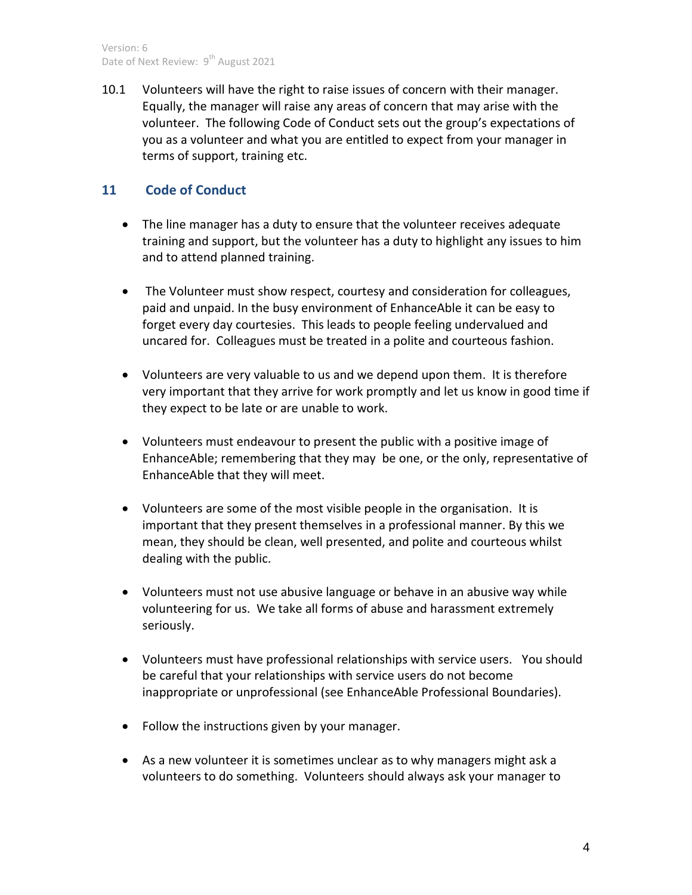10.1 Volunteers will have the right to raise issues of concern with their manager. Equally, the manager will raise any areas of concern that may arise with the volunteer. The following Code of Conduct sets out the group's expectations of you as a volunteer and what you are entitled to expect from your manager in terms of support, training etc.

## 11 Code of Conduct

- The line manager has a duty to ensure that the volunteer receives adequate training and support, but the volunteer has a duty to highlight any issues to him and to attend planned training.
- The Volunteer must show respect, courtesy and consideration for colleagues, paid and unpaid. In the busy environment of EnhanceAble it can be easy to forget every day courtesies. This leads to people feeling undervalued and uncared for. Colleagues must be treated in a polite and courteous fashion.
- Volunteers are very valuable to us and we depend upon them. It is therefore very important that they arrive for work promptly and let us know in good time if they expect to be late or are unable to work.
- Volunteers must endeavour to present the public with a positive image of EnhanceAble; remembering that they may be one, or the only, representative of EnhanceAble that they will meet.
- Volunteers are some of the most visible people in the organisation. It is important that they present themselves in a professional manner. By this we mean, they should be clean, well presented, and polite and courteous whilst dealing with the public.
- Volunteers must not use abusive language or behave in an abusive way while volunteering for us. We take all forms of abuse and harassment extremely seriously.
- Volunteers must have professional relationships with service users. You should be careful that your relationships with service users do not become inappropriate or unprofessional (see EnhanceAble Professional Boundaries).
- Follow the instructions given by your manager.
- As a new volunteer it is sometimes unclear as to why managers might ask a volunteers to do something. Volunteers should always ask your manager to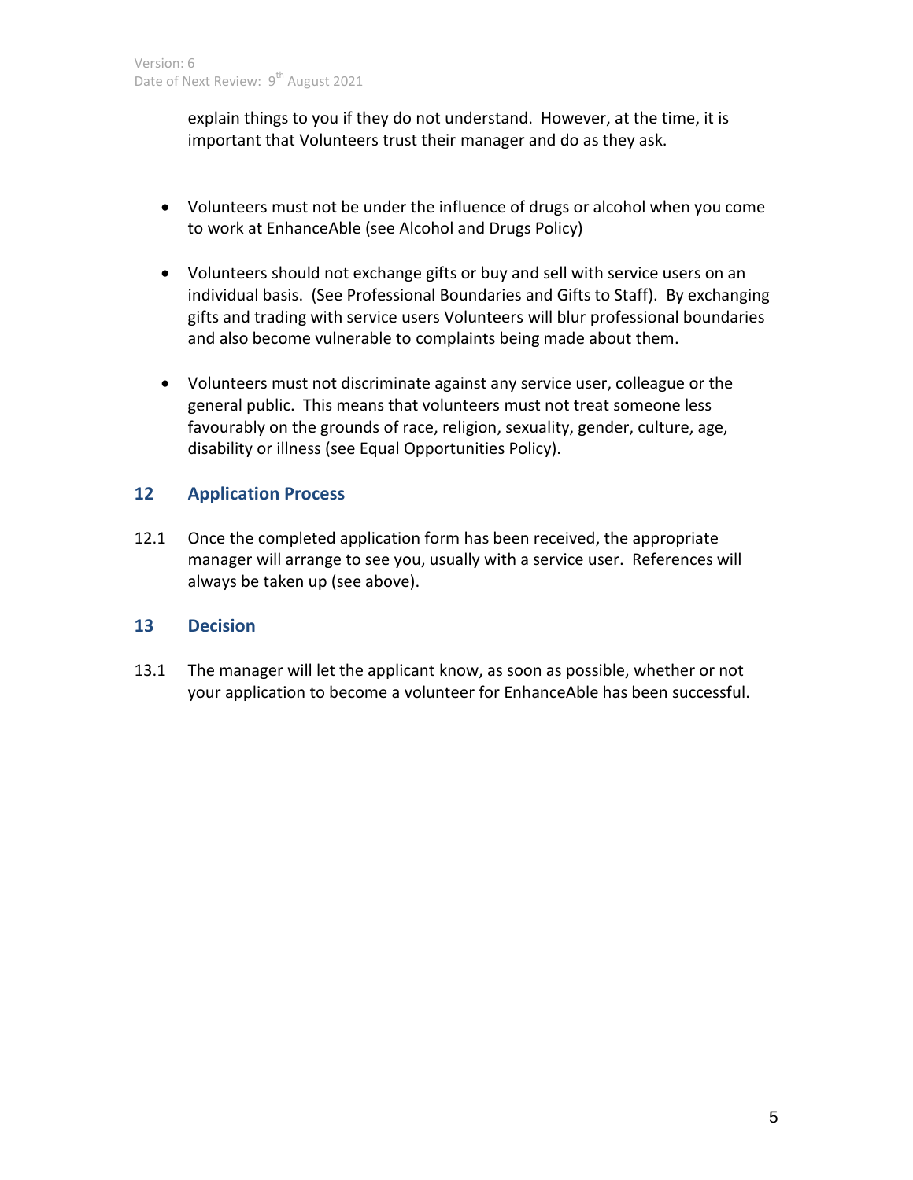explain things to you if they do not understand. However, at the time, it is important that Volunteers trust their manager and do as they ask.

- Volunteers must not be under the influence of drugs or alcohol when you come to work at EnhanceAble (see Alcohol and Drugs Policy)

- Volunteers should not exchange gifts or buy and sell with service users on an individual basis. (See Professional Boundaries and Gifts to Staff). By exchanging gifts and trading with service users Volunteers will blur professional boundaries and also become vulnerable to complaints being made about them.

- Volunteers must not discriminate against any service user, colleague or the general public. This means that volunteers must not treat someone less favourably on the grounds of race, religion, sexuality, gender, culture, age, disability or illness (see Equal Opportunities Policy).

## 12 Application Process

12.1 Once the completed application form has been received, the appropriate manager will arrange to see you, usually with a service user. References will always be taken up (see above).

## 13 Decision

13.1 The manager will let the applicant know, as soon as possible, whether or not your application to become a volunteer for EnhanceAble has been successful.